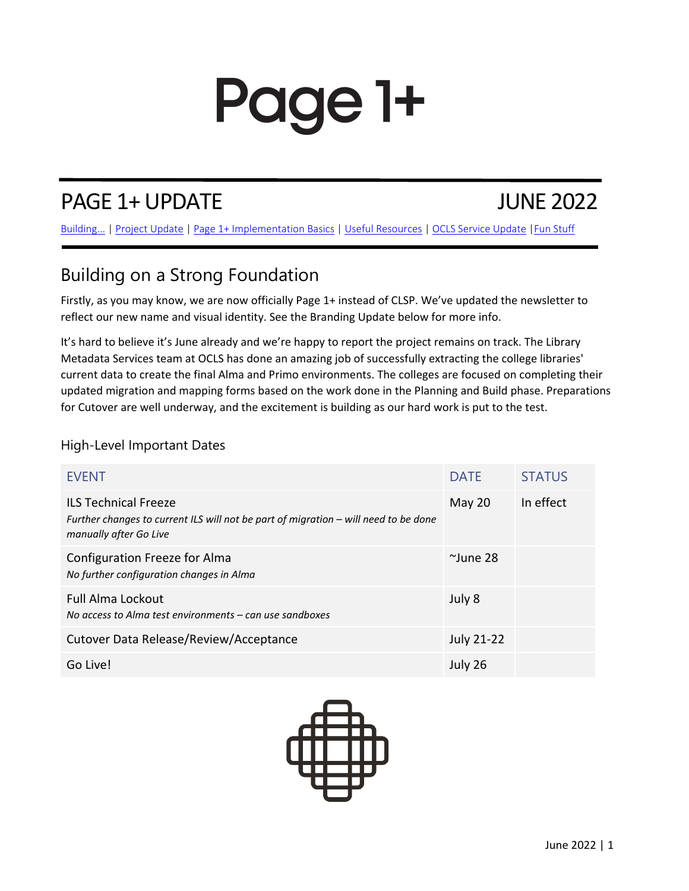# Page 1+

## PAGE 1+ UPDATE JUNE 2022

Building... | Project Update | Page 1+ Implementation Basics | Useful Resources | OCLS Service Update | Fun Stuff

## Building on a Strong Foundation

Firstly, as you may know, we are now officially Page 1+ instead of CLSP. We've updated the newsletter to reflect our new name and visual identity. See the Branding Update below for more info.

It's hard to believe it's June already and we're happy to report the project remains on track. The Library Metadata Services team at OCLS has done an amazing job of successfully extracting the college libraries' current data to create the final Alma and Primo environments. The colleges are focused on completing their updated migration and mapping forms based on the work done in the Planning and Build phase. Preparations for Cutover are well underway, and the excitement is building as our hard work is put to the test.

### High-Level Important Dates

| EVENT | DATE | STATUS |
|---|---|---|
| ILS Technical Freeze<br>*Further changes to current ILS will not be part of migration – will need to be done manually after Go Live* | May 20 | In effect |
| Configuration Freeze for Alma<br>*No further configuration changes in Alma* | ~June 28 | |
| Full Alma Lockout<br>*No access to Alma test environments – can use sandboxes* | July 8 | |
| Cutover Data Release/Review/Acceptance | July 21-22 | |
| Go Live! | July 26 | |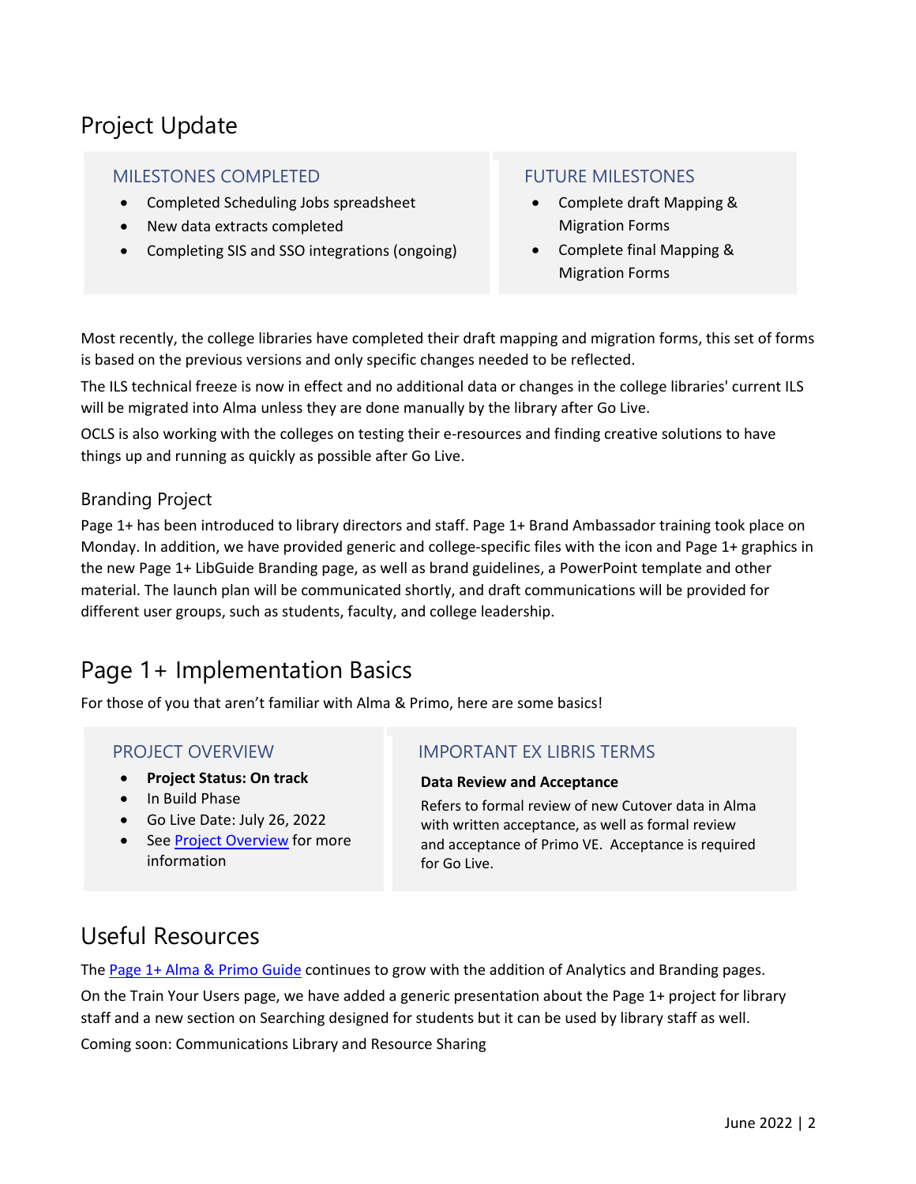# Project Update

## MILESTONES COMPLETED

- Completed Scheduling Jobs spreadsheet
- New data extracts completed
- Completing SIS and SSO integrations (ongoing)

## FUTURE MILESTONES

- Complete draft Mapping & Migration Forms
- Complete final Mapping & Migration Forms

Most recently, the college libraries have completed their draft mapping and migration forms, this set of forms is based on the previous versions and only specific changes needed to be reflected.

The ILS technical freeze is now in effect and no additional data or changes in the college libraries' current ILS will be migrated into Alma unless they are done manually by the library after Go Live.

OCLS is also working with the colleges on testing their e-resources and finding creative solutions to have things up and running as quickly as possible after Go Live.

## Branding Project

Page 1+ has been introduced to library directors and staff. Page 1+ Brand Ambassador training took place on Monday. In addition, we have provided generic and college-specific files with the icon and Page 1+ graphics in the new Page 1+ LibGuide Branding page, as well as brand guidelines, a PowerPoint template and other material. The launch plan will be communicated shortly, and draft communications will be provided for different user groups, such as students, faculty, and college leadership.

# Page 1+ Implementation Basics

For those of you that aren't familiar with Alma & Primo, here are some basics!

## PROJECT OVERVIEW

- **Project Status: On track**
- In Build Phase
- Go Live Date: July 26, 2022
- See [Project Overview] for more information

## IMPORTANT EX LIBRIS TERMS

**Data Review and Acceptance**

Refers to formal review of new Cutover data in Alma with written acceptance, as well as formal review and acceptance of Primo VE. Acceptance is required for Go Live.

# Useful Resources

The [Page 1+ Alma & Primo Guide] continues to grow with the addition of Analytics and Branding pages.

On the Train Your Users page, we have added a generic presentation about the Page 1+ project for library staff and a new section on Searching designed for students but it can be used by library staff as well.

Coming soon: Communications Library and Resource Sharing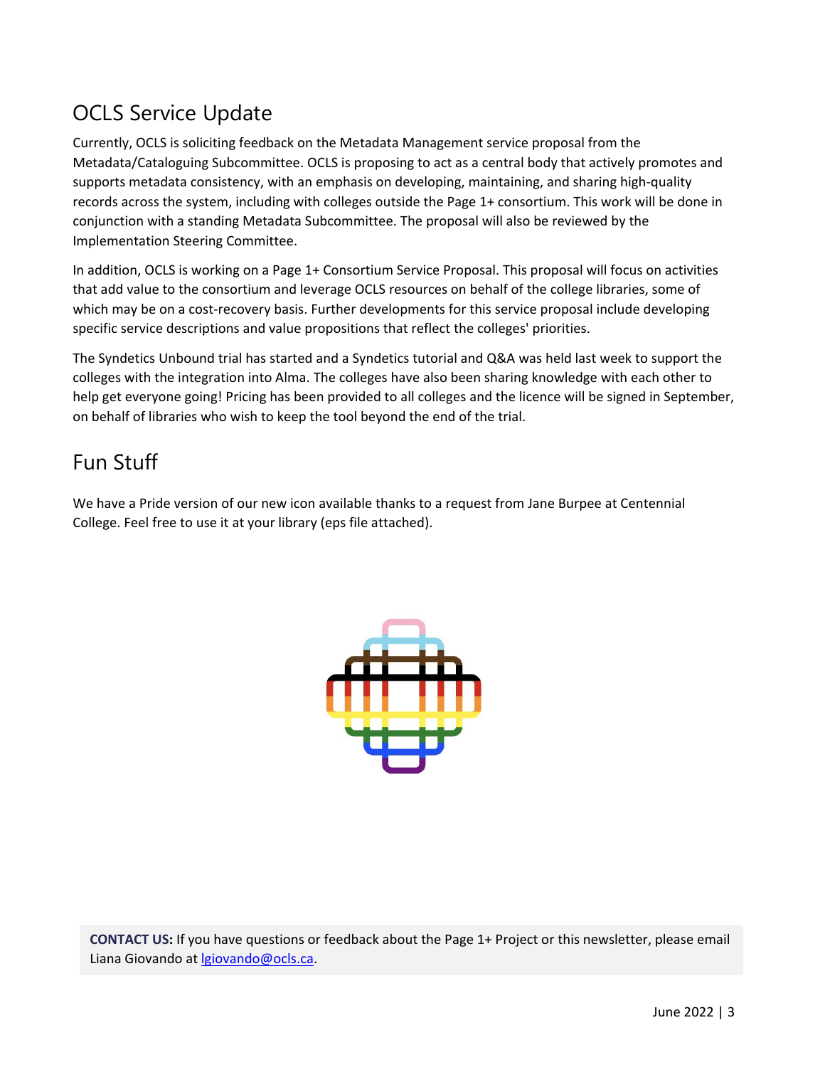## OCLS Service Update

Currently, OCLS is soliciting feedback on the Metadata Management service proposal from the Metadata/Cataloguing Subcommittee. OCLS is proposing to act as a central body that actively promotes and supports metadata consistency, with an emphasis on developing, maintaining, and sharing high-quality records across the system, including with colleges outside the Page 1+ consortium. This work will be done in conjunction with a standing Metadata Subcommittee. The proposal will also be reviewed by the Implementation Steering Committee.

In addition, OCLS is working on a Page 1+ Consortium Service Proposal. This proposal will focus on activities that add value to the consortium and leverage OCLS resources on behalf of the college libraries, some of which may be on a cost-recovery basis. Further developments for this service proposal include developing specific service descriptions and value propositions that reflect the colleges' priorities.

The Syndetics Unbound trial has started and a Syndetics tutorial and Q&A was held last week to support the colleges with the integration into Alma. The colleges have also been sharing knowledge with each other to help get everyone going! Pricing has been provided to all colleges and the licence will be signed in September, on behalf of libraries who wish to keep the tool beyond the end of the trial.

## Fun Stuff

We have a Pride version of our new icon available thanks to a request from Jane Burpee at Centennial College. Feel free to use it at your library (eps file attached).

**CONTACT US:** If you have questions or feedback about the Page 1+ Project or this newsletter, please email Liana Giovando at lgiovando@ocls.ca.